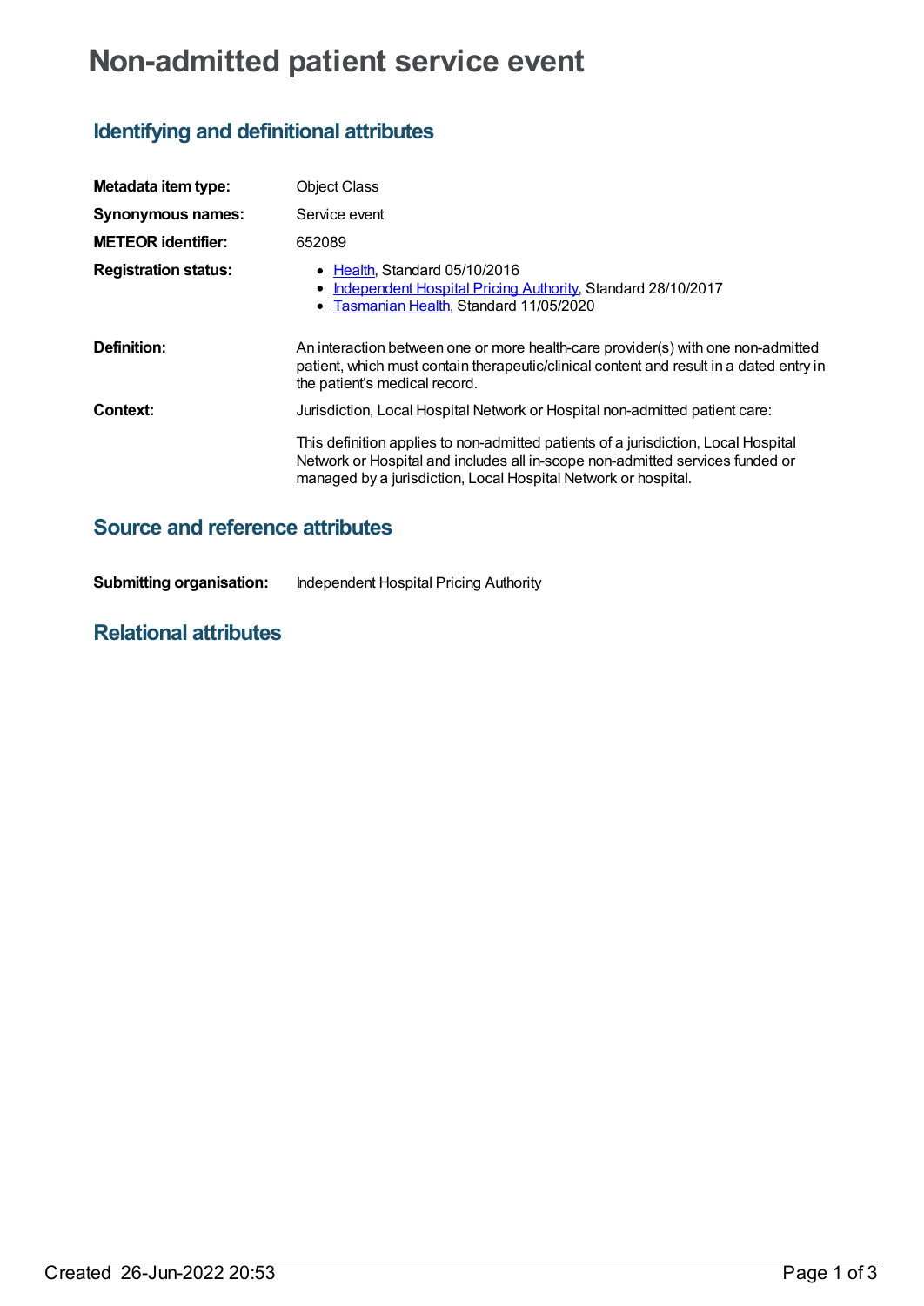# Non-admitted patient service event

## Identifying and definitional attributes

| | |
|---|---|
| **Metadata item type:** | Object Class |
| **Synonymous names:** | Service event |
| **METEOR identifier:** | 652089 |
| **Registration status:** | • Health, Standard 05/10/2016<br>• Independent Hospital Pricing Authority, Standard 28/10/2017<br>• Tasmanian Health, Standard 11/05/2020 |
| **Definition:** | An interaction between one or more health-care provider(s) with one non-admitted patient, which must contain therapeutic/clinical content and result in a dated entry in the patient's medical record. |
| **Context:** | Jurisdiction, Local Hospital Network or Hospital non-admitted patient care:<br><br>This definition applies to non-admitted patients of a jurisdiction, Local Hospital Network or Hospital and includes all in-scope non-admitted services funded or managed by a jurisdiction, Local Hospital Network or hospital. |

## Source and reference attributes

| | |
|---|---|
| **Submitting organisation:** | Independent Hospital Pricing Authority |

## Relational attributes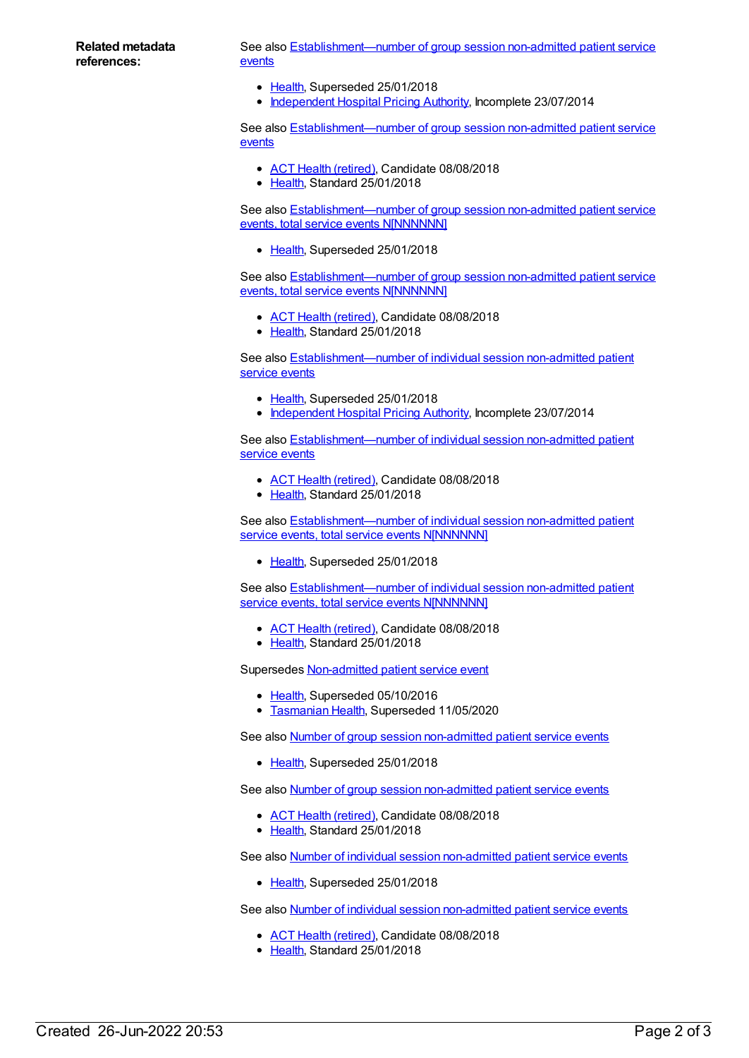**Related metadata references:**

See also Establishment—number of group session non-admitted patient service events

- Health, Superseded 25/01/2018
- Independent Hospital Pricing Authority, Incomplete 23/07/2014

See also Establishment—number of group session non-admitted patient service events

- ACT Health (retired), Candidate 08/08/2018
- Health, Standard 25/01/2018

See also Establishment—number of group session non-admitted patient service events, total service events N[NNNNNN]

- Health, Superseded 25/01/2018

See also Establishment—number of group session non-admitted patient service events, total service events N[NNNNNN]

- ACT Health (retired), Candidate 08/08/2018
- Health, Standard 25/01/2018

See also Establishment—number of individual session non-admitted patient service events

- Health, Superseded 25/01/2018
- Independent Hospital Pricing Authority, Incomplete 23/07/2014

See also Establishment—number of individual session non-admitted patient service events

- ACT Health (retired), Candidate 08/08/2018
- Health, Standard 25/01/2018

See also Establishment—number of individual session non-admitted patient service events, total service events N[NNNNNN]

- Health, Superseded 25/01/2018

See also Establishment—number of individual session non-admitted patient service events, total service events N[NNNNNN]

- ACT Health (retired), Candidate 08/08/2018
- Health, Standard 25/01/2018

Supersedes Non-admitted patient service event

- Health, Superseded 05/10/2016
- Tasmanian Health, Superseded 11/05/2020

See also Number of group session non-admitted patient service events

- Health, Superseded 25/01/2018

See also Number of group session non-admitted patient service events

- ACT Health (retired), Candidate 08/08/2018
- Health, Standard 25/01/2018

See also Number of individual session non-admitted patient service events

- Health, Superseded 25/01/2018

See also Number of individual session non-admitted patient service events

- ACT Health (retired), Candidate 08/08/2018
- Health, Standard 25/01/2018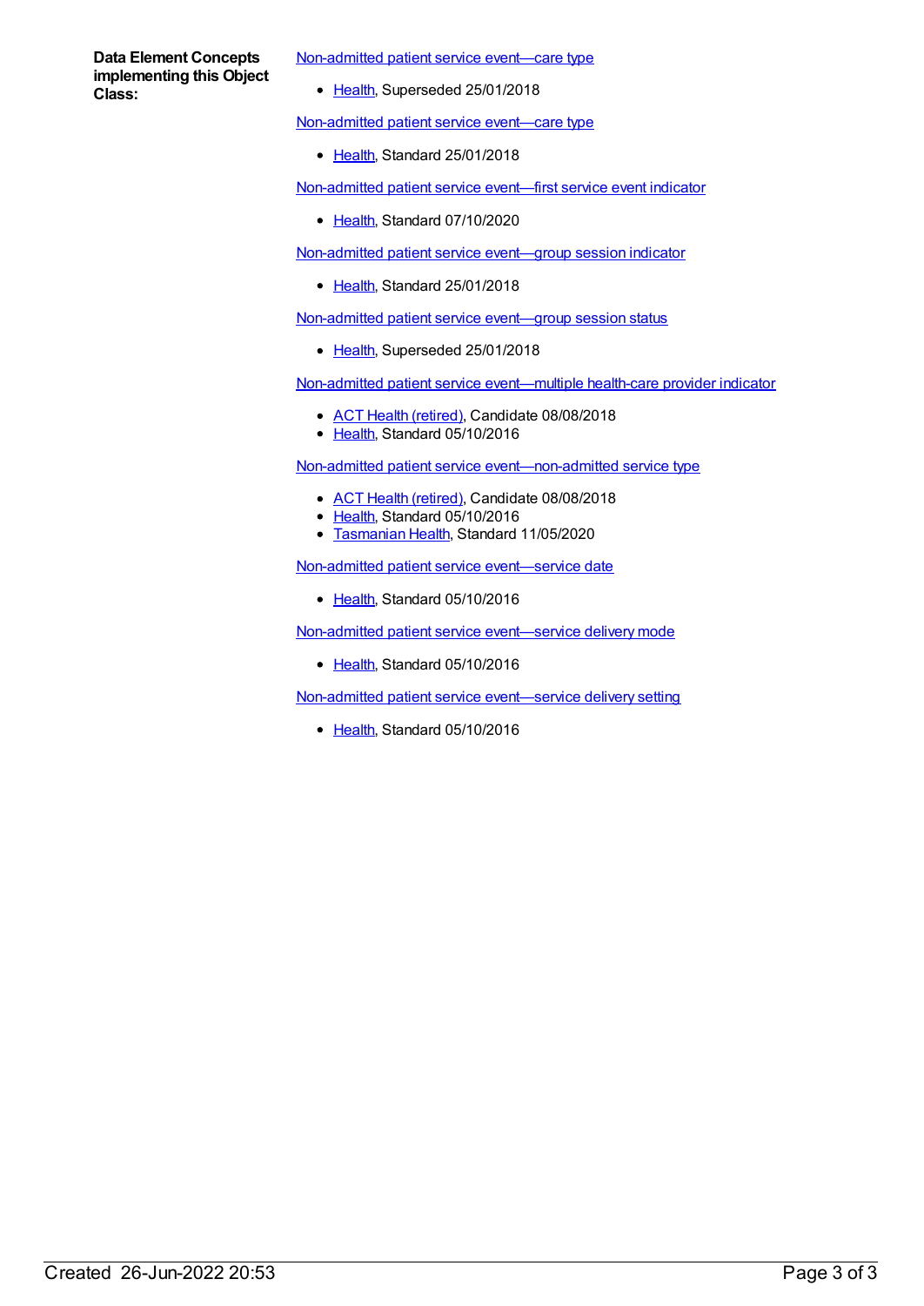**Data Element Concepts implementing this Object Class:**

Non-admitted patient service event—care type

- Health, Superseded 25/01/2018

Non-admitted patient service event—care type

- Health, Standard 25/01/2018

Non-admitted patient service event—first service event indicator

- Health, Standard 07/10/2020

Non-admitted patient service event—group session indicator

- Health, Standard 25/01/2018

Non-admitted patient service event—group session status

- Health, Superseded 25/01/2018

Non-admitted patient service event—multiple health-care provider indicator

- ACT Health (retired), Candidate 08/08/2018
- Health, Standard 05/10/2016

Non-admitted patient service event—non-admitted service type

- ACT Health (retired), Candidate 08/08/2018
- Health, Standard 05/10/2016
- Tasmanian Health, Standard 11/05/2020

Non-admitted patient service event—service date

- Health, Standard 05/10/2016

Non-admitted patient service event—service delivery mode

- Health, Standard 05/10/2016

Non-admitted patient service event—service delivery setting

- Health, Standard 05/10/2016